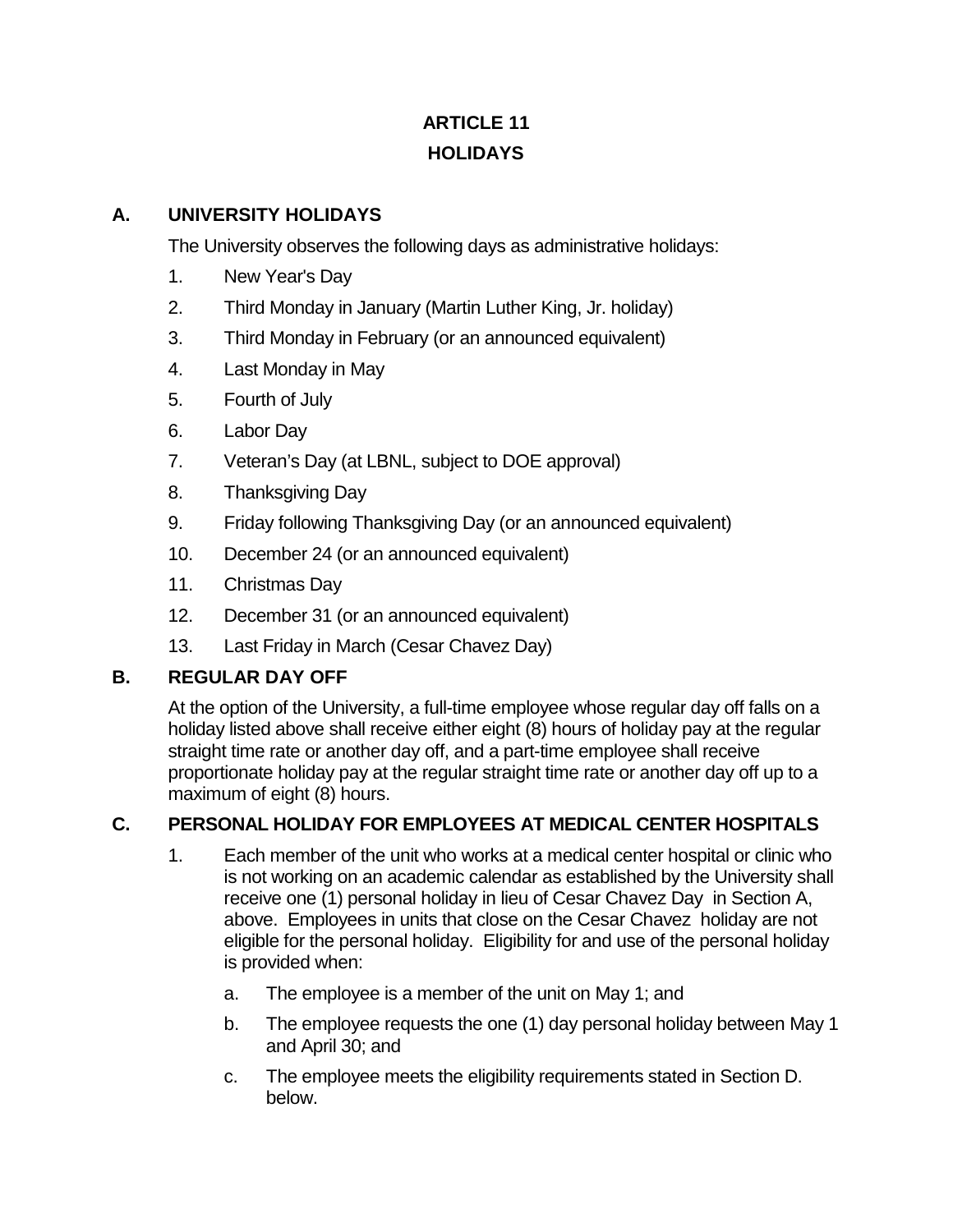# ARTICLE 11
# HOLIDAYS

## A. UNIVERSITY HOLIDAYS

The University observes the following days as administrative holidays:

1. New Year's Day
2. Third Monday in January (Martin Luther King, Jr. holiday)
3. Third Monday in February (or an announced equivalent)
4. Last Monday in May
5. Fourth of July
6. Labor Day
7. Veteran's Day (at LBNL, subject to DOE approval)
8. Thanksgiving Day
9. Friday following Thanksgiving Day (or an announced equivalent)
10. December 24 (or an announced equivalent)
11. Christmas Day
12. December 31 (or an announced equivalent)
13. Last Friday in March (Cesar Chavez Day)

## B. REGULAR DAY OFF

At the option of the University, a full-time employee whose regular day off falls on a holiday listed above shall receive either eight (8) hours of holiday pay at the regular straight time rate or another day off, and a part-time employee shall receive proportionate holiday pay at the regular straight time rate or another day off up to a maximum of eight (8) hours.

## C. PERSONAL HOLIDAY FOR EMPLOYEES AT MEDICAL CENTER HOSPITALS

1. Each member of the unit who works at a medical center hospital or clinic who is not working on an academic calendar as established by the University shall receive one (1) personal holiday in lieu of Cesar Chavez Day in Section A, above. Employees in units that close on the Cesar Chavez holiday are not eligible for the personal holiday. Eligibility for and use of the personal holiday is provided when:

   a. The employee is a member of the unit on May 1; and

   b. The employee requests the one (1) day personal holiday between May 1 and April 30; and

   c. The employee meets the eligibility requirements stated in Section D. below.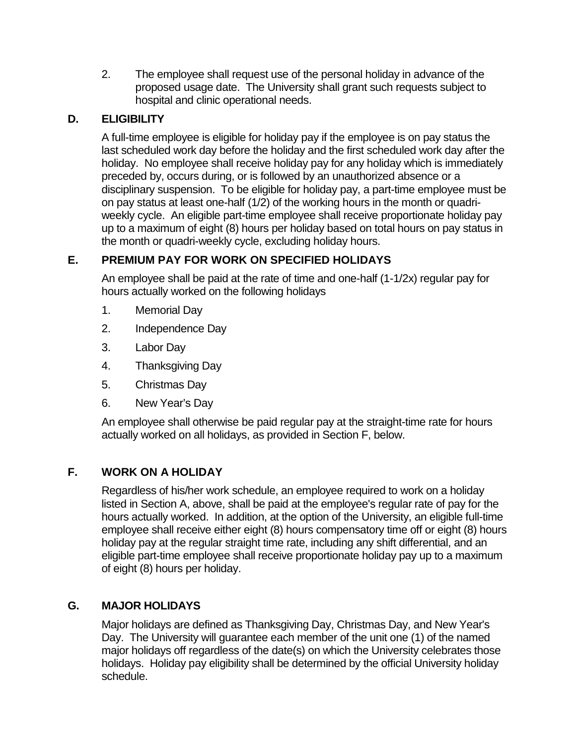2. The employee shall request use of the personal holiday in advance of the proposed usage date. The University shall grant such requests subject to hospital and clinic operational needs.

## D. ELIGIBILITY

A full-time employee is eligible for holiday pay if the employee is on pay status the last scheduled work day before the holiday and the first scheduled work day after the holiday. No employee shall receive holiday pay for any holiday which is immediately preceded by, occurs during, or is followed by an unauthorized absence or a disciplinary suspension. To be eligible for holiday pay, a part-time employee must be on pay status at least one-half (1/2) of the working hours in the month or quadri-weekly cycle. An eligible part-time employee shall receive proportionate holiday pay up to a maximum of eight (8) hours per holiday based on total hours on pay status in the month or quadri-weekly cycle, excluding holiday hours.

## E. PREMIUM PAY FOR WORK ON SPECIFIED HOLIDAYS

An employee shall be paid at the rate of time and one-half (1-1/2x) regular pay for hours actually worked on the following holidays

1. Memorial Day
2. Independence Day
3. Labor Day
4. Thanksgiving Day
5. Christmas Day
6. New Year's Day

An employee shall otherwise be paid regular pay at the straight-time rate for hours actually worked on all holidays, as provided in Section F, below.

## F. WORK ON A HOLIDAY

Regardless of his/her work schedule, an employee required to work on a holiday listed in Section A, above, shall be paid at the employee's regular rate of pay for the hours actually worked. In addition, at the option of the University, an eligible full-time employee shall receive either eight (8) hours compensatory time off or eight (8) hours holiday pay at the regular straight time rate, including any shift differential, and an eligible part-time employee shall receive proportionate holiday pay up to a maximum of eight (8) hours per holiday.

## G. MAJOR HOLIDAYS

Major holidays are defined as Thanksgiving Day, Christmas Day, and New Year's Day. The University will guarantee each member of the unit one (1) of the named major holidays off regardless of the date(s) on which the University celebrates those holidays. Holiday pay eligibility shall be determined by the official University holiday schedule.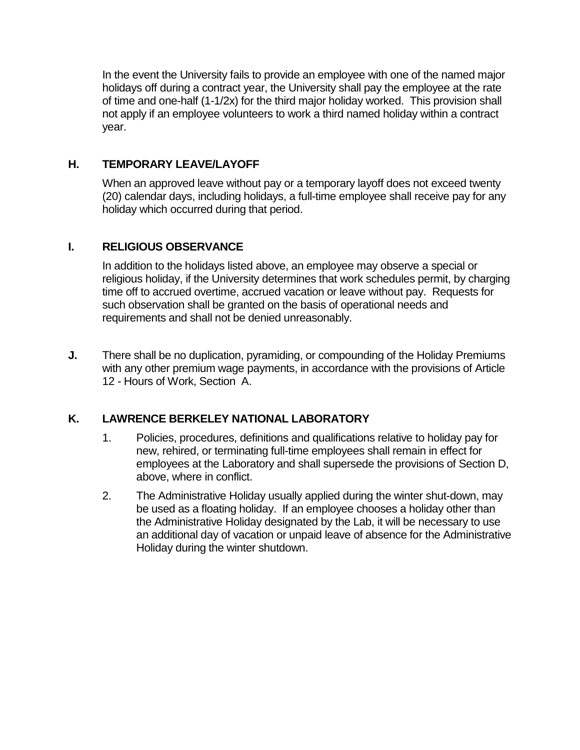In the event the University fails to provide an employee with one of the named major holidays off during a contract year, the University shall pay the employee at the rate of time and one-half (1-1/2x) for the third major holiday worked. This provision shall not apply if an employee volunteers to work a third named holiday within a contract year.

## H. TEMPORARY LEAVE/LAYOFF

When an approved leave without pay or a temporary layoff does not exceed twenty (20) calendar days, including holidays, a full-time employee shall receive pay for any holiday which occurred during that period.

## I. RELIGIOUS OBSERVANCE

In addition to the holidays listed above, an employee may observe a special or religious holiday, if the University determines that work schedules permit, by charging time off to accrued overtime, accrued vacation or leave without pay. Requests for such observation shall be granted on the basis of operational needs and requirements and shall not be denied unreasonably.

**J.** There shall be no duplication, pyramiding, or compounding of the Holiday Premiums with any other premium wage payments, in accordance with the provisions of Article 12 - Hours of Work, Section A.

## K. LAWRENCE BERKELEY NATIONAL LABORATORY

1. Policies, procedures, definitions and qualifications relative to holiday pay for new, rehired, or terminating full-time employees shall remain in effect for employees at the Laboratory and shall supersede the provisions of Section D, above, where in conflict.
2. The Administrative Holiday usually applied during the winter shut-down, may be used as a floating holiday. If an employee chooses a holiday other than the Administrative Holiday designated by the Lab, it will be necessary to use an additional day of vacation or unpaid leave of absence for the Administrative Holiday during the winter shutdown.